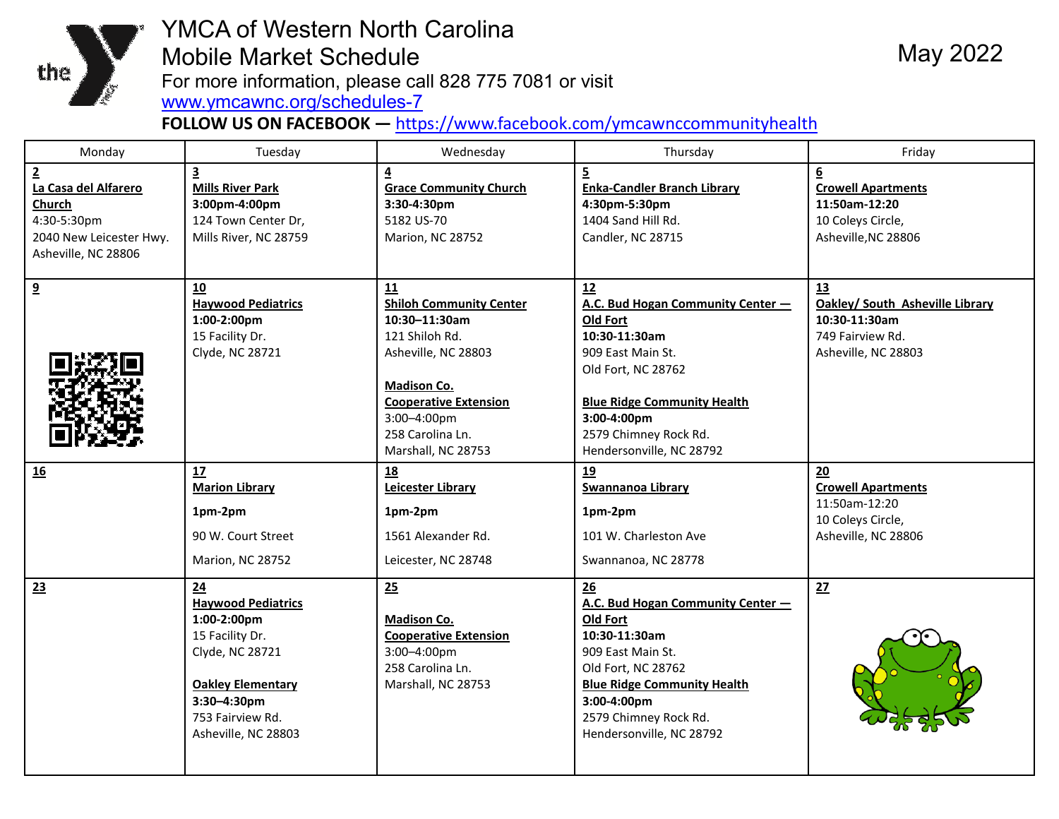# YMCA of Western North Carolina
## Mobile Market Schedule

For more information, please call 828 775 7081 or visit www.ymcawnc.org/schedules-7

**FOLLOW US ON FACEBOOK — https://www.facebook.com/ymcawnccommunityhealth**

May 2022

| Monday | Tuesday | Wednesday | Thursday | Friday |
|---|---|---|---|---|
| **2**<br>**La Casa del Alfarero Church**<br>4:30-5:30pm<br>2040 New Leicester Hwy.<br>Asheville, NC 28806 | **3**<br>**Mills River Park**<br>**3:00pm-4:00pm**<br>124 Town Center Dr,<br>Mills River, NC 28759 | **4**<br>**Grace Community Church**<br>**3:30-4:30pm**<br>5182 US-70<br>Marion, NC 28752 | **5**<br>**Enka-Candler Branch Library**<br>**4:30pm-5:30pm**<br>1404 Sand Hill Rd.<br>Candler, NC 28715 | **6**<br>**Crowell Apartments**<br>**11:50am-12:20**<br>10 Coleys Circle,<br>Asheville,NC 28806 |
| **9** | **10**<br>**Haywood Pediatrics**<br>**1:00-2:00pm**<br>15 Facility Dr.<br>Clyde, NC 28721 | **11**<br>**Shiloh Community Center**<br>**10:30–11:30am**<br>121 Shiloh Rd.<br>Asheville, NC 28803<br><br>**Madison Co. Cooperative Extension**<br>3:00–4:00pm<br>258 Carolina Ln.<br>Marshall, NC 28753 | **12**<br>**A.C. Bud Hogan Community Center — Old Fort**<br>**10:30-11:30am**<br>909 East Main St.<br>Old Fort, NC 28762<br><br>**Blue Ridge Community Health**<br>**3:00-4:00pm**<br>2579 Chimney Rock Rd.<br>Hendersonville, NC 28792 | **13**<br>**Oakley/ South Asheville Library**<br>**10:30-11:30am**<br>749 Fairview Rd.<br>Asheville, NC 28803 |
| **16** | **17**<br>**Marion Library**<br>**1pm-2pm**<br>90 W. Court Street<br>Marion, NC 28752 | **18**<br>**Leicester Library**<br>**1pm-2pm**<br>1561 Alexander Rd.<br>Leicester, NC 28748 | **19**<br>**Swannanoa Library**<br>**1pm-2pm**<br>101 W. Charleston Ave<br>Swannanoa, NC 28778 | **20**<br>**Crowell Apartments**<br>11:50am-12:20<br>10 Coleys Circle,<br>Asheville, NC 28806 |
| **23** | **24**<br>**Haywood Pediatrics**<br>**1:00-2:00pm**<br>15 Facility Dr.<br>Clyde, NC 28721<br><br>**Oakley Elementary**<br>**3:30–4:30pm**<br>753 Fairview Rd.<br>Asheville, NC 28803 | **25**<br><br>**Madison Co. Cooperative Extension**<br>3:00–4:00pm<br>258 Carolina Ln.<br>Marshall, NC 28753 | **26**<br>**A.C. Bud Hogan Community Center — Old Fort**<br>**10:30-11:30am**<br>909 East Main St.<br>Old Fort, NC 28762<br>**Blue Ridge Community Health**<br>**3:00-4:00pm**<br>2579 Chimney Rock Rd.<br>Hendersonville, NC 28792 | **27** |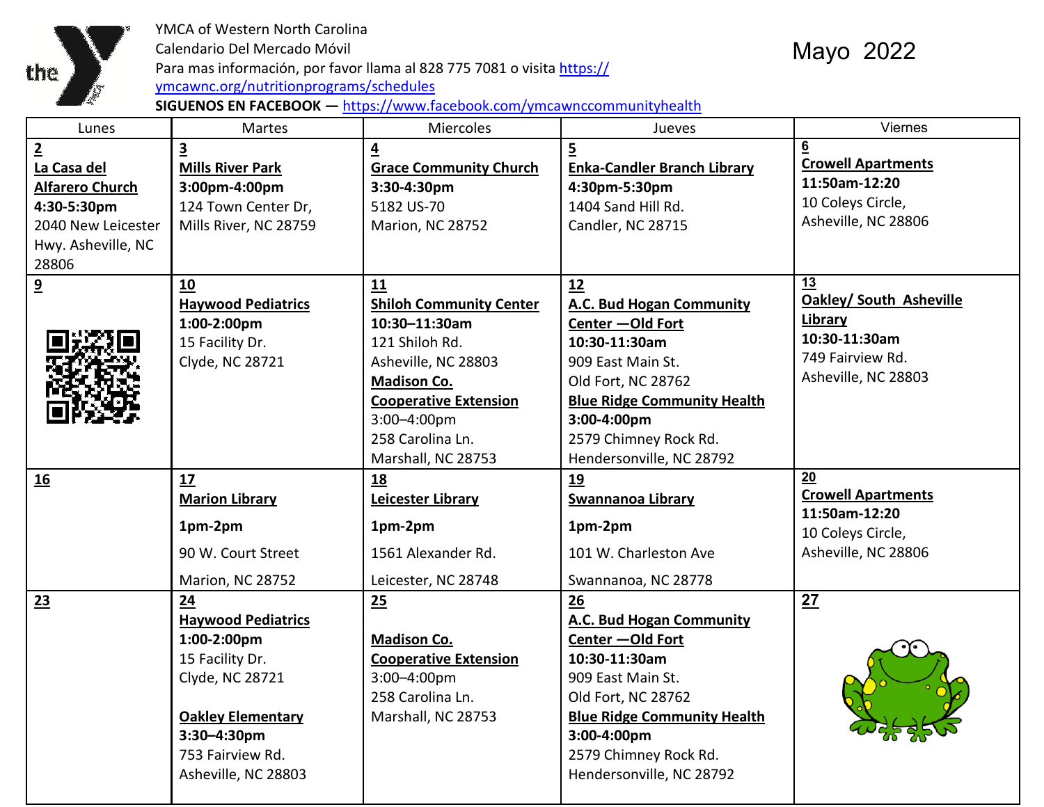YMCA of Western North Carolina
Calendario Del Mercado Móvil
Para mas información, por favor llama al 828 775 7081 o visita https://ymcawnc.org/nutritionprograms/schedules
**SIGUENOS EN FACEBOOK —** https://www.facebook.com/ymcawnccommunityhealth

# Mayo 2022

| Lunes | Martes | Miercoles | Jueves | Viernes |
|---|---|---|---|---|
| **2**<br>**La Casa del Alfarero Church**<br>**4:30-5:30pm**<br>2040 New Leicester Hwy. Asheville, NC 28806 | **3**<br>**Mills River Park**<br>**3:00pm-4:00pm**<br>124 Town Center Dr, Mills River, NC 28759 | **4**<br>**Grace Community Church**<br>**3:30-4:30pm**<br>5182 US-70<br>Marion, NC 28752 | **5**<br>**Enka-Candler Branch Library**<br>**4:30pm-5:30pm**<br>1404 Sand Hill Rd.<br>Candler, NC 28715 | **6**<br>**Crowell Apartments**<br>**11:50am-12:20**<br>10 Coleys Circle,<br>Asheville, NC 28806 |
| **9** | **10**<br>**Haywood Pediatrics**<br>**1:00-2:00pm**<br>15 Facility Dr.<br>Clyde, NC 28721 | **11**<br>**Shiloh Community Center**<br>**10:30–11:30am**<br>121 Shiloh Rd.<br>Asheville, NC 28803<br>**Madison Co. Cooperative Extension**<br>3:00–4:00pm<br>258 Carolina Ln.<br>Marshall, NC 28753 | **12**<br>**A.C. Bud Hogan Community Center —Old Fort**<br>**10:30-11:30am**<br>909 East Main St.<br>Old Fort, NC 28762<br>**Blue Ridge Community Health**<br>**3:00-4:00pm**<br>2579 Chimney Rock Rd.<br>Hendersonville, NC 28792 | **13**<br>**Oakley/ South Asheville Library**<br>**10:30-11:30am**<br>749 Fairview Rd.<br>Asheville, NC 28803 |
| **16** | **17**<br>**Marion Library**<br>**1pm-2pm**<br>90 W. Court Street<br>Marion, NC 28752 | **18**<br>**Leicester Library**<br>**1pm-2pm**<br>1561 Alexander Rd.<br>Leicester, NC 28748 | **19**<br>**Swannanoa Library**<br>**1pm-2pm**<br>101 W. Charleston Ave<br>Swannanoa, NC 28778 | **20**<br>**Crowell Apartments**<br>**11:50am-12:20**<br>10 Coleys Circle,<br>Asheville, NC 28806 |
| **23** | **24**<br>**Haywood Pediatrics**<br>**1:00-2:00pm**<br>15 Facility Dr.<br>Clyde, NC 28721<br><br>**Oakley Elementary**<br>**3:30–4:30pm**<br>753 Fairview Rd.<br>Asheville, NC 28803 | **25**<br><br>**Madison Co. Cooperative Extension**<br>3:00–4:00pm<br>258 Carolina Ln.<br>Marshall, NC 28753 | **26**<br>**A.C. Bud Hogan Community Center —Old Fort**<br>**10:30-11:30am**<br>909 East Main St.<br>Old Fort, NC 28762<br>**Blue Ridge Community Health**<br>**3:00-4:00pm**<br>2579 Chimney Rock Rd.<br>Hendersonville, NC 28792 | **27** |